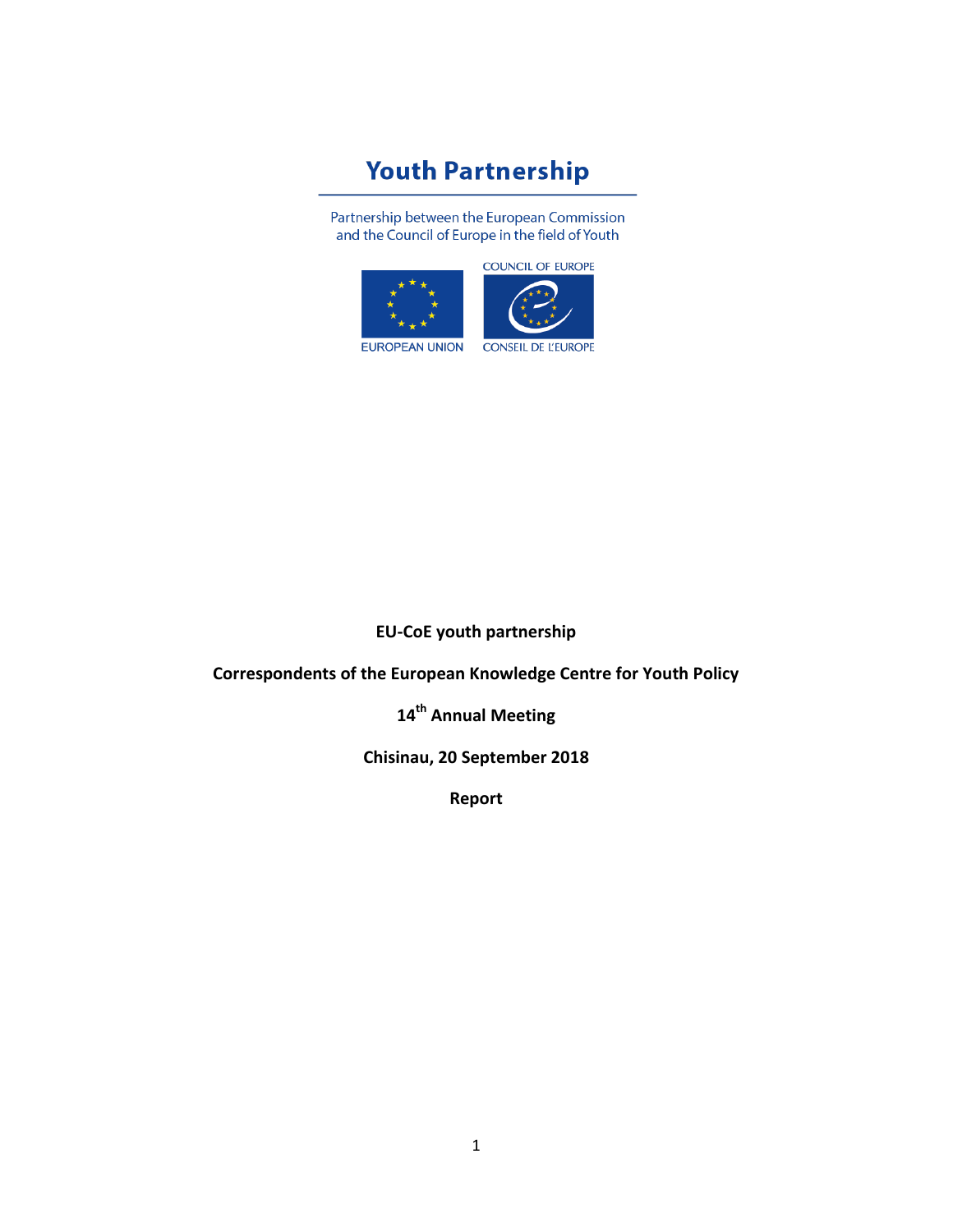# Youth Partnership

Partnership between the European Commission and the Council of Europe in the field of Youth

COUNCIL OF EUROPE

EUROPEAN UNION

CONSEIL DE L'EUROPE

**EU-CoE youth partnership**

**Correspondents of the European Knowledge Centre for Youth Policy**

**14th Annual Meeting**

**Chisinau, 20 September 2018**

**Report**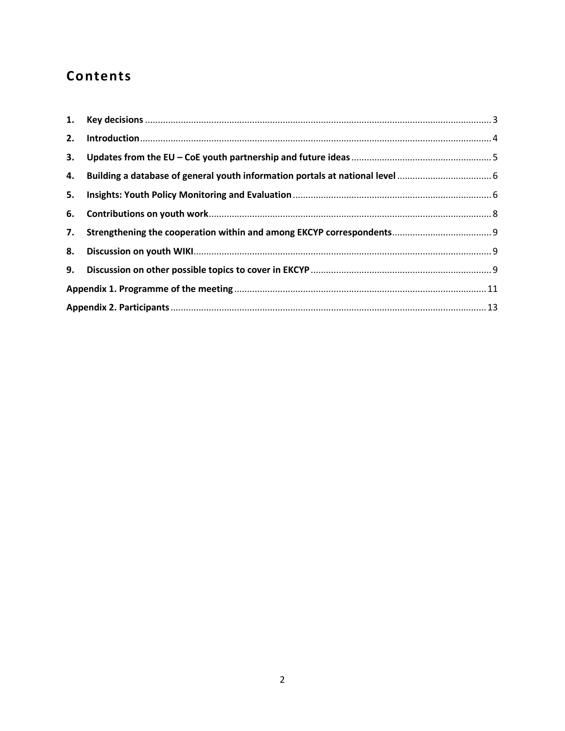# Contents

1. **Key decisions** .......... 3
2. **Introduction** .......... 4
3. **Updates from the EU – CoE youth partnership and future ideas** .......... 5
4. **Building a database of general youth information portals at national level** .......... 6
5. **Insights: Youth Policy Monitoring and Evaluation** .......... 6
6. **Contributions on youth work** .......... 8
7. **Strengthening the cooperation within and among EKCYP correspondents** .......... 9
8. **Discussion on youth WIKI** .......... 9
9. **Discussion on other possible topics to cover in EKCYP** .......... 9

**Appendix 1. Programme of the meeting** .......... 11

**Appendix 2. Participants** .......... 13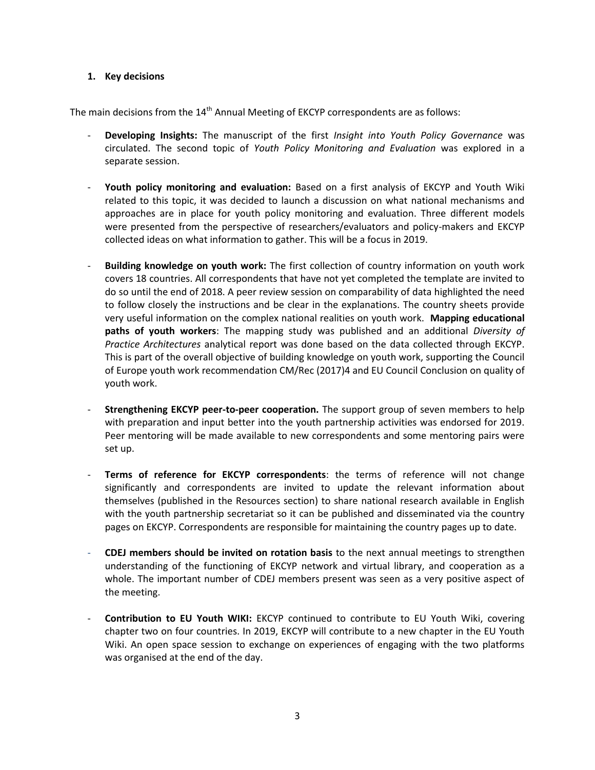## 1. Key decisions

The main decisions from the 14th Annual Meeting of EKCYP correspondents are as follows:

- **Developing Insights:** The manuscript of the first *Insight into Youth Policy Governance* was circulated. The second topic of *Youth Policy Monitoring and Evaluation* was explored in a separate session.

- **Youth policy monitoring and evaluation:** Based on a first analysis of EKCYP and Youth Wiki related to this topic, it was decided to launch a discussion on what national mechanisms and approaches are in place for youth policy monitoring and evaluation. Three different models were presented from the perspective of researchers/evaluators and policy-makers and EKCYP collected ideas on what information to gather. This will be a focus in 2019.

- **Building knowledge on youth work:** The first collection of country information on youth work covers 18 countries. All correspondents that have not yet completed the template are invited to do so until the end of 2018. A peer review session on comparability of data highlighted the need to follow closely the instructions and be clear in the explanations. The country sheets provide very useful information on the complex national realities on youth work. **Mapping educational paths of youth workers**: The mapping study was published and an additional *Diversity of Practice Architectures* analytical report was done based on the data collected through EKCYP. This is part of the overall objective of building knowledge on youth work, supporting the Council of Europe youth work recommendation CM/Rec (2017)4 and EU Council Conclusion on quality of youth work.

- **Strengthening EKCYP peer-to-peer cooperation.** The support group of seven members to help with preparation and input better into the youth partnership activities was endorsed for 2019. Peer mentoring will be made available to new correspondents and some mentoring pairs were set up.

- **Terms of reference for EKCYP correspondents**: the terms of reference will not change significantly and correspondents are invited to update the relevant information about themselves (published in the Resources section) to share national research available in English with the youth partnership secretariat so it can be published and disseminated via the country pages on EKCYP. Correspondents are responsible for maintaining the country pages up to date.

- **CDEJ members should be invited on rotation basis** to the next annual meetings to strengthen understanding of the functioning of EKCYP network and virtual library, and cooperation as a whole. The important number of CDEJ members present was seen as a very positive aspect of the meeting.

- **Contribution to EU Youth WIKI:** EKCYP continued to contribute to EU Youth Wiki, covering chapter two on four countries. In 2019, EKCYP will contribute to a new chapter in the EU Youth Wiki. An open space session to exchange on experiences of engaging with the two platforms was organised at the end of the day.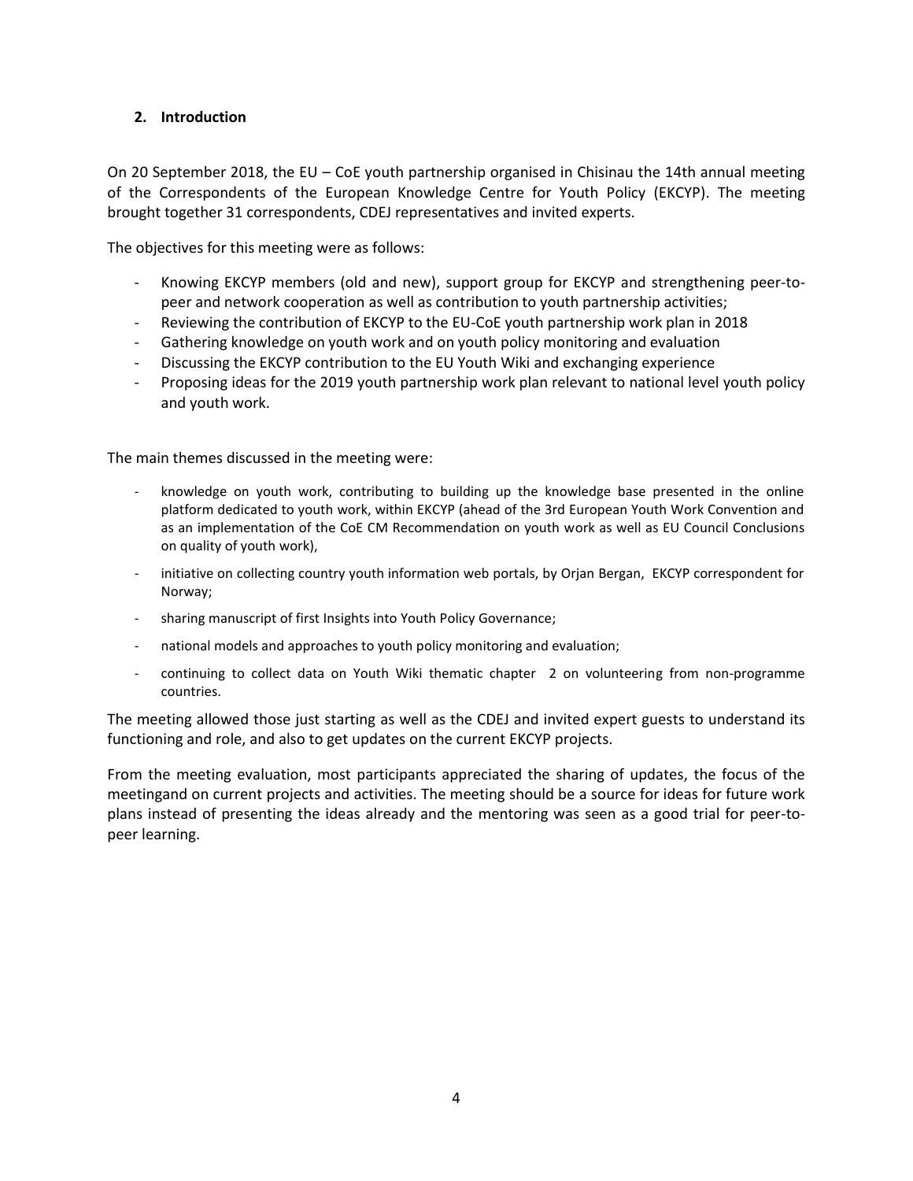## 2. Introduction

On 20 September 2018, the EU – CoE youth partnership organised in Chisinau the 14th annual meeting of the Correspondents of the European Knowledge Centre for Youth Policy (EKCYP). The meeting brought together 31 correspondents, CDEJ representatives and invited experts.

The objectives for this meeting were as follows:

- Knowing EKCYP members (old and new), support group for EKCYP and strengthening peer-to-peer and network cooperation as well as contribution to youth partnership activities;
- Reviewing the contribution of EKCYP to the EU-CoE youth partnership work plan in 2018
- Gathering knowledge on youth work and on youth policy monitoring and evaluation
- Discussing the EKCYP contribution to the EU Youth Wiki and exchanging experience
- Proposing ideas for the 2019 youth partnership work plan relevant to national level youth policy and youth work.

The main themes discussed in the meeting were:

- knowledge on youth work, contributing to building up the knowledge base presented in the online platform dedicated to youth work, within EKCYP (ahead of the 3rd European Youth Work Convention and as an implementation of the CoE CM Recommendation on youth work as well as EU Council Conclusions on quality of youth work),
- initiative on collecting country youth information web portals, by Orjan Bergan, EKCYP correspondent for Norway;
- sharing manuscript of first Insights into Youth Policy Governance;
- national models and approaches to youth policy monitoring and evaluation;
- continuing to collect data on Youth Wiki thematic chapter 2 on volunteering from non-programme countries.

The meeting allowed those just starting as well as the CDEJ and invited expert guests to understand its functioning and role, and also to get updates on the current EKCYP projects.

From the meeting evaluation, most participants appreciated the sharing of updates, the focus of the meetingand on current projects and activities. The meeting should be a source for ideas for future work plans instead of presenting the ideas already and the mentoring was seen as a good trial for peer-to-peer learning.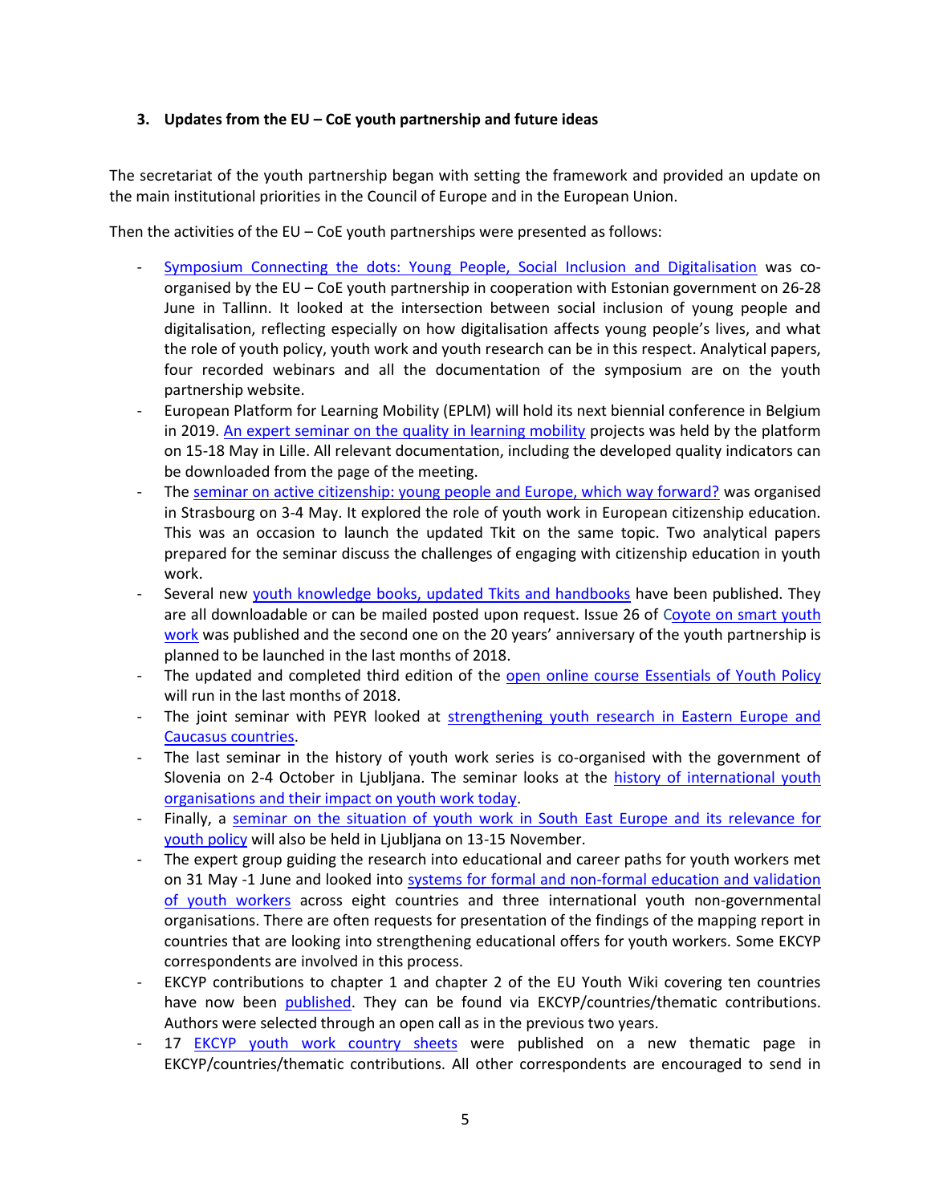### 3. Updates from the EU – CoE youth partnership and future ideas

The secretariat of the youth partnership began with setting the framework and provided an update on the main institutional priorities in the Council of Europe and in the European Union.

Then the activities of the EU – CoE youth partnerships were presented as follows:

- Symposium Connecting the dots: Young People, Social Inclusion and Digitalisation was co-organised by the EU – CoE youth partnership in cooperation with Estonian government on 26-28 June in Tallinn. It looked at the intersection between social inclusion of young people and digitalisation, reflecting especially on how digitalisation affects young people's lives, and what the role of youth policy, youth work and youth research can be in this respect. Analytical papers, four recorded webinars and all the documentation of the symposium are on the youth partnership website.
- European Platform for Learning Mobility (EPLM) will hold its next biennial conference in Belgium in 2019. An expert seminar on the quality in learning mobility projects was held by the platform on 15-18 May in Lille. All relevant documentation, including the developed quality indicators can be downloaded from the page of the meeting.
- The seminar on active citizenship: young people and Europe, which way forward? was organised in Strasbourg on 3-4 May. It explored the role of youth work in European citizenship education. This was an occasion to launch the updated Tkit on the same topic. Two analytical papers prepared for the seminar discuss the challenges of engaging with citizenship education in youth work.
- Several new youth knowledge books, updated Tkits and handbooks have been published. They are all downloadable or can be mailed posted upon request. Issue 26 of Coyote on smart youth work was published and the second one on the 20 years' anniversary of the youth partnership is planned to be launched in the last months of 2018.
- The updated and completed third edition of the open online course Essentials of Youth Policy will run in the last months of 2018.
- The joint seminar with PEYR looked at strengthening youth research in Eastern Europe and Caucasus countries.
- The last seminar in the history of youth work series is co-organised with the government of Slovenia on 2-4 October in Ljubljana. The seminar looks at the history of international youth organisations and their impact on youth work today.
- Finally, a seminar on the situation of youth work in South East Europe and its relevance for youth policy will also be held in Ljubljana on 13-15 November.
- The expert group guiding the research into educational and career paths for youth workers met on 31 May -1 June and looked into systems for formal and non-formal education and validation of youth workers across eight countries and three international youth non-governmental organisations. There are often requests for presentation of the findings of the mapping report in countries that are looking into strengthening educational offers for youth workers. Some EKCYP correspondents are involved in this process.
- EKCYP contributions to chapter 1 and chapter 2 of the EU Youth Wiki covering ten countries have now been published. They can be found via EKCYP/countries/thematic contributions. Authors were selected through an open call as in the previous two years.
- 17 EKCYP youth work country sheets were published on a new thematic page in EKCYP/countries/thematic contributions. All other correspondents are encouraged to send in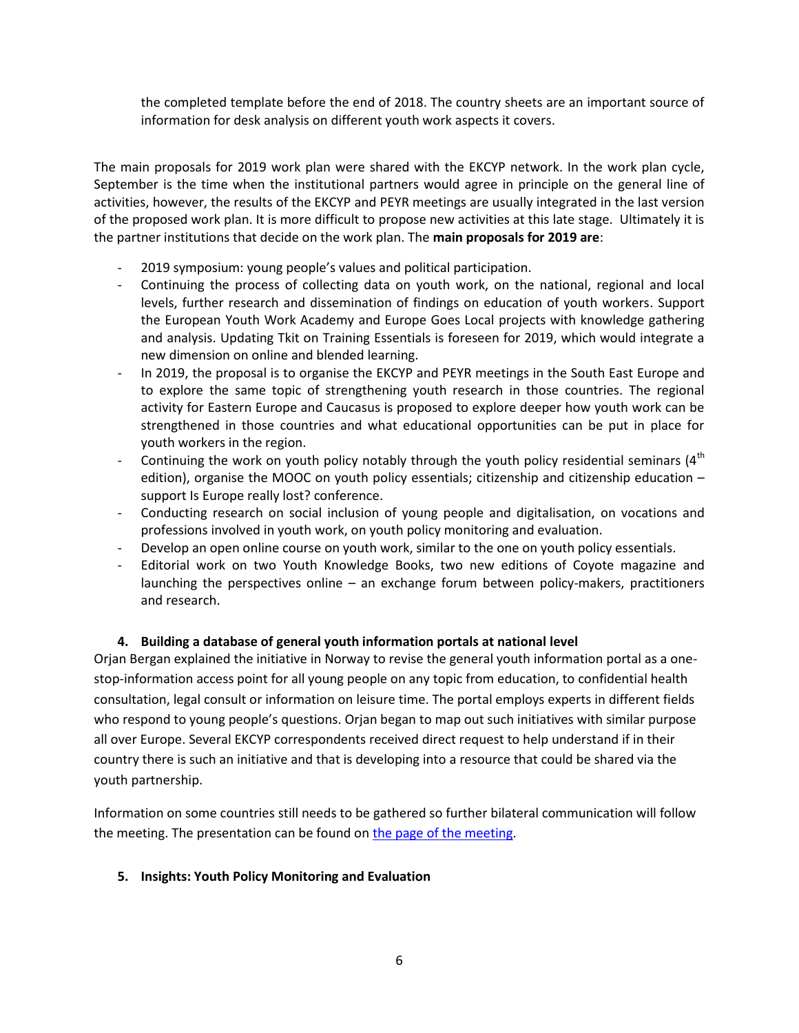the completed template before the end of 2018. The country sheets are an important source of information for desk analysis on different youth work aspects it covers.

The main proposals for 2019 work plan were shared with the EKCYP network. In the work plan cycle, September is the time when the institutional partners would agree in principle on the general line of activities, however, the results of the EKCYP and PEYR meetings are usually integrated in the last version of the proposed work plan. It is more difficult to propose new activities at this late stage. Ultimately it is the partner institutions that decide on the work plan. The **main proposals for 2019 are**:

- 2019 symposium: young people's values and political participation.
- Continuing the process of collecting data on youth work, on the national, regional and local levels, further research and dissemination of findings on education of youth workers. Support the European Youth Work Academy and Europe Goes Local projects with knowledge gathering and analysis. Updating Tkit on Training Essentials is foreseen for 2019, which would integrate a new dimension on online and blended learning.
- In 2019, the proposal is to organise the EKCYP and PEYR meetings in the South East Europe and to explore the same topic of strengthening youth research in those countries. The regional activity for Eastern Europe and Caucasus is proposed to explore deeper how youth work can be strengthened in those countries and what educational opportunities can be put in place for youth workers in the region.
- Continuing the work on youth policy notably through the youth policy residential seminars (4th edition), organise the MOOC on youth policy essentials; citizenship and citizenship education – support Is Europe really lost? conference.
- Conducting research on social inclusion of young people and digitalisation, on vocations and professions involved in youth work, on youth policy monitoring and evaluation.
- Develop an open online course on youth work, similar to the one on youth policy essentials.
- Editorial work on two Youth Knowledge Books, two new editions of Coyote magazine and launching the perspectives online – an exchange forum between policy-makers, practitioners and research.

## 4. Building a database of general youth information portals at national level

Orjan Bergan explained the initiative in Norway to revise the general youth information portal as a one-stop-information access point for all young people on any topic from education, to confidential health consultation, legal consult or information on leisure time. The portal employs experts in different fields who respond to young people's questions. Orjan began to map out such initiatives with similar purpose all over Europe. Several EKCYP correspondents received direct request to help understand if in their country there is such an initiative and that is developing into a resource that could be shared via the youth partnership.

Information on some countries still needs to be gathered so further bilateral communication will follow the meeting. The presentation can be found on the page of the meeting.

## 5. Insights: Youth Policy Monitoring and Evaluation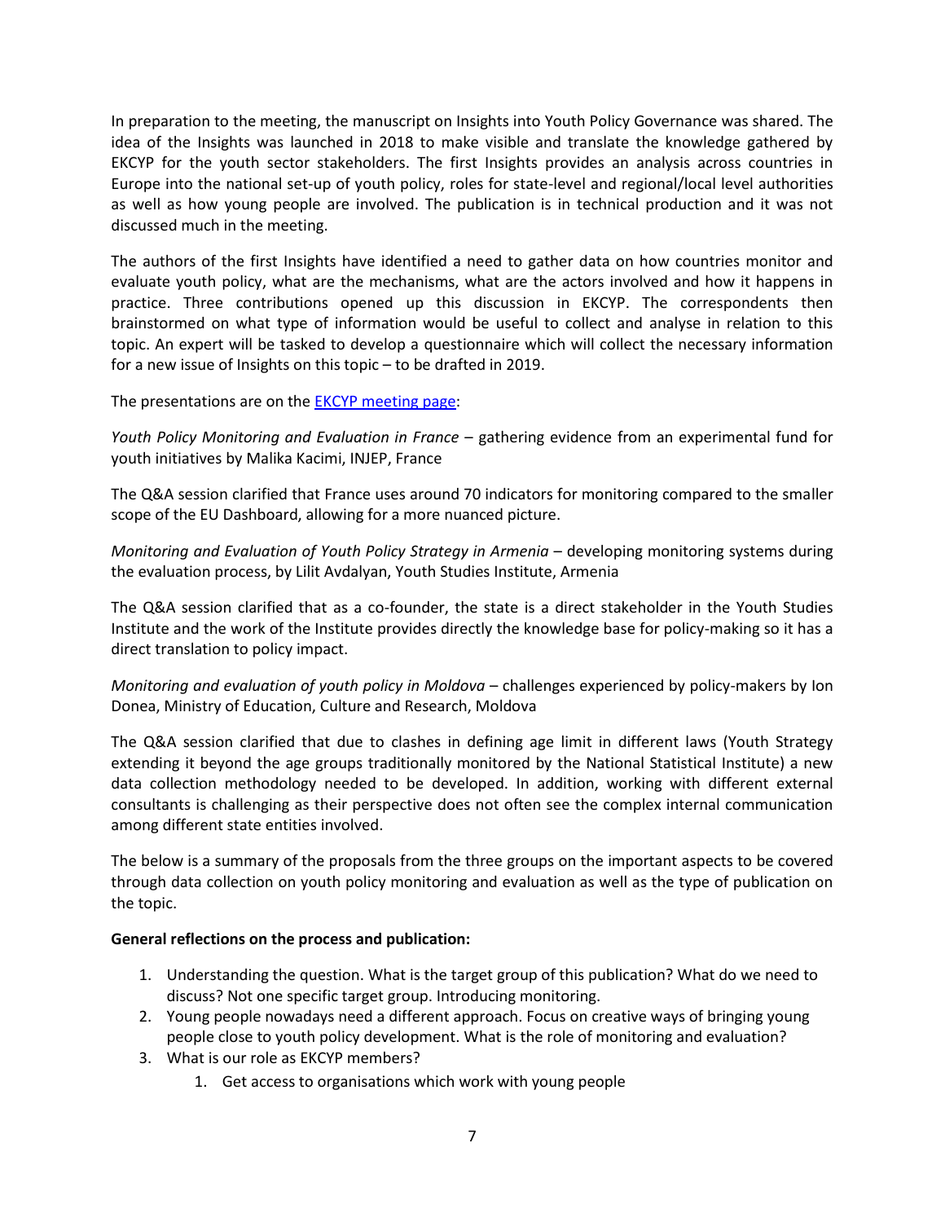In preparation to the meeting, the manuscript on Insights into Youth Policy Governance was shared. The idea of the Insights was launched in 2018 to make visible and translate the knowledge gathered by EKCYP for the youth sector stakeholders. The first Insights provides an analysis across countries in Europe into the national set-up of youth policy, roles for state-level and regional/local level authorities as well as how young people are involved. The publication is in technical production and it was not discussed much in the meeting.

The authors of the first Insights have identified a need to gather data on how countries monitor and evaluate youth policy, what are the mechanisms, what are the actors involved and how it happens in practice. Three contributions opened up this discussion in EKCYP. The correspondents then brainstormed on what type of information would be useful to collect and analyse in relation to this topic. An expert will be tasked to develop a questionnaire which will collect the necessary information for a new issue of Insights on this topic – to be drafted in 2019.

The presentations are on the EKCYP meeting page:

*Youth Policy Monitoring and Evaluation in France* – gathering evidence from an experimental fund for youth initiatives by Malika Kacimi, INJEP, France

The Q&A session clarified that France uses around 70 indicators for monitoring compared to the smaller scope of the EU Dashboard, allowing for a more nuanced picture.

*Monitoring and Evaluation of Youth Policy Strategy in Armenia* – developing monitoring systems during the evaluation process, by Lilit Avdalyan, Youth Studies Institute, Armenia

The Q&A session clarified that as a co-founder, the state is a direct stakeholder in the Youth Studies Institute and the work of the Institute provides directly the knowledge base for policy-making so it has a direct translation to policy impact.

*Monitoring and evaluation of youth policy in Moldova* – challenges experienced by policy-makers by Ion Donea, Ministry of Education, Culture and Research, Moldova

The Q&A session clarified that due to clashes in defining age limit in different laws (Youth Strategy extending it beyond the age groups traditionally monitored by the National Statistical Institute) a new data collection methodology needed to be developed. In addition, working with different external consultants is challenging as their perspective does not often see the complex internal communication among different state entities involved.

The below is a summary of the proposals from the three groups on the important aspects to be covered through data collection on youth policy monitoring and evaluation as well as the type of publication on the topic.

**General reflections on the process and publication:**

1. Understanding the question. What is the target group of this publication? What do we need to discuss? Not one specific target group. Introducing monitoring.
2. Young people nowadays need a different approach. Focus on creative ways of bringing young people close to youth policy development. What is the role of monitoring and evaluation?
3. What is our role as EKCYP members?
    1. Get access to organisations which work with young people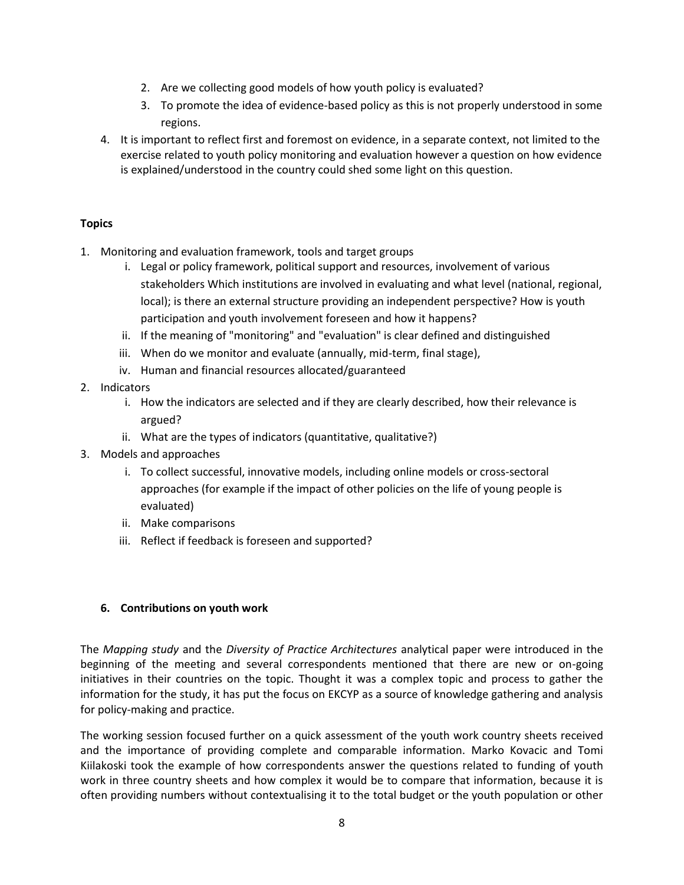2. Are we collecting good models of how youth policy is evaluated?
3. To promote the idea of evidence-based policy as this is not properly understood in some regions.

4. It is important to reflect first and foremost on evidence, in a separate context, not limited to the exercise related to youth policy monitoring and evaluation however a question on how evidence is explained/understood in the country could shed some light on this question.

**Topics**

1. Monitoring and evaluation framework, tools and target groups
   i. Legal or policy framework, political support and resources, involvement of various stakeholders Which institutions are involved in evaluating and what level (national, regional, local); is there an external structure providing an independent perspective? How is youth participation and youth involvement foreseen and how it happens?
   ii. If the meaning of "monitoring" and "evaluation" is clear defined and distinguished
   iii. When do we monitor and evaluate (annually, mid-term, final stage),
   iv. Human and financial resources allocated/guaranteed
2. Indicators
   i. How the indicators are selected and if they are clearly described, how their relevance is argued?
   ii. What are the types of indicators (quantitative, qualitative?)
3. Models and approaches
   i. To collect successful, innovative models, including online models or cross-sectoral approaches (for example if the impact of other policies on the life of young people is evaluated)
   ii. Make comparisons
   iii. Reflect if feedback is foreseen and supported?

### 6. Contributions on youth work

The *Mapping study* and the *Diversity of Practice Architectures* analytical paper were introduced in the beginning of the meeting and several correspondents mentioned that there are new or on-going initiatives in their countries on the topic. Thought it was a complex topic and process to gather the information for the study, it has put the focus on EKCYP as a source of knowledge gathering and analysis for policy-making and practice.

The working session focused further on a quick assessment of the youth work country sheets received and the importance of providing complete and comparable information. Marko Kovacic and Tomi Kiilakoski took the example of how correspondents answer the questions related to funding of youth work in three country sheets and how complex it would be to compare that information, because it is often providing numbers without contextualising it to the total budget or the youth population or other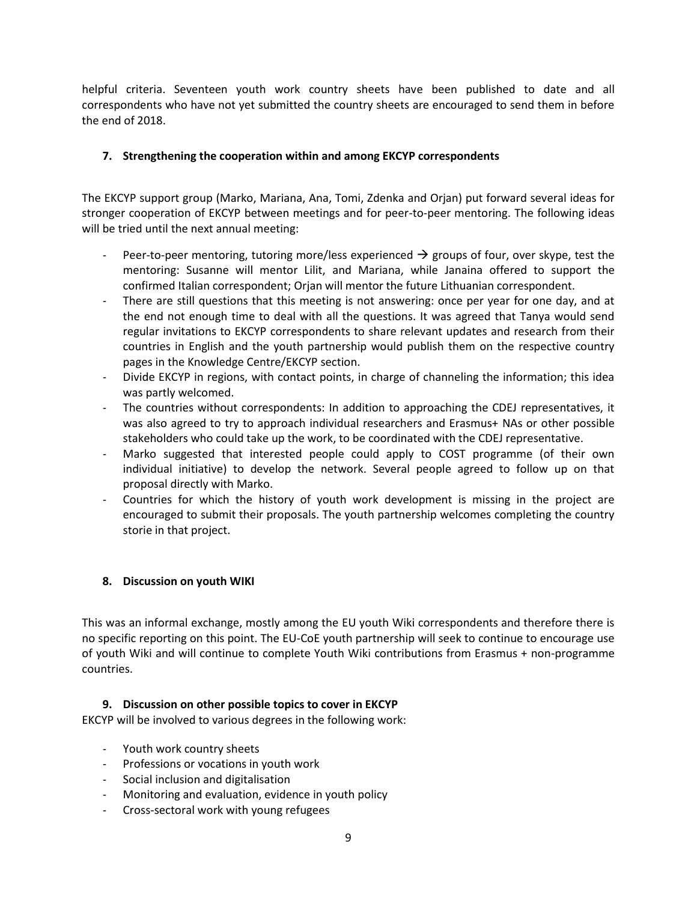helpful criteria. Seventeen youth work country sheets have been published to date and all correspondents who have not yet submitted the country sheets are encouraged to send them in before the end of 2018.

## 7. Strengthening the cooperation within and among EKCYP correspondents

The EKCYP support group (Marko, Mariana, Ana, Tomi, Zdenka and Orjan) put forward several ideas for stronger cooperation of EKCYP between meetings and for peer-to-peer mentoring. The following ideas will be tried until the next annual meeting:

- Peer-to-peer mentoring, tutoring more/less experienced → groups of four, over skype, test the mentoring: Susanne will mentor Lilit, and Mariana, while Janaina offered to support the confirmed Italian correspondent; Orjan will mentor the future Lithuanian correspondent.
- There are still questions that this meeting is not answering: once per year for one day, and at the end not enough time to deal with all the questions. It was agreed that Tanya would send regular invitations to EKCYP correspondents to share relevant updates and research from their countries in English and the youth partnership would publish them on the respective country pages in the Knowledge Centre/EKCYP section.
- Divide EKCYP in regions, with contact points, in charge of channeling the information; this idea was partly welcomed.
- The countries without correspondents: In addition to approaching the CDEJ representatives, it was also agreed to try to approach individual researchers and Erasmus+ NAs or other possible stakeholders who could take up the work, to be coordinated with the CDEJ representative.
- Marko suggested that interested people could apply to COST programme (of their own individual initiative) to develop the network. Several people agreed to follow up on that proposal directly with Marko.
- Countries for which the history of youth work development is missing in the project are encouraged to submit their proposals. The youth partnership welcomes completing the country storie in that project.

## 8. Discussion on youth WIKI

This was an informal exchange, mostly among the EU youth Wiki correspondents and therefore there is no specific reporting on this point. The EU-CoE youth partnership will seek to continue to encourage use of youth Wiki and will continue to complete Youth Wiki contributions from Erasmus + non-programme countries.

## 9. Discussion on other possible topics to cover in EKCYP

EKCYP will be involved to various degrees in the following work:

- Youth work country sheets
- Professions or vocations in youth work
- Social inclusion and digitalisation
- Monitoring and evaluation, evidence in youth policy
- Cross-sectoral work with young refugees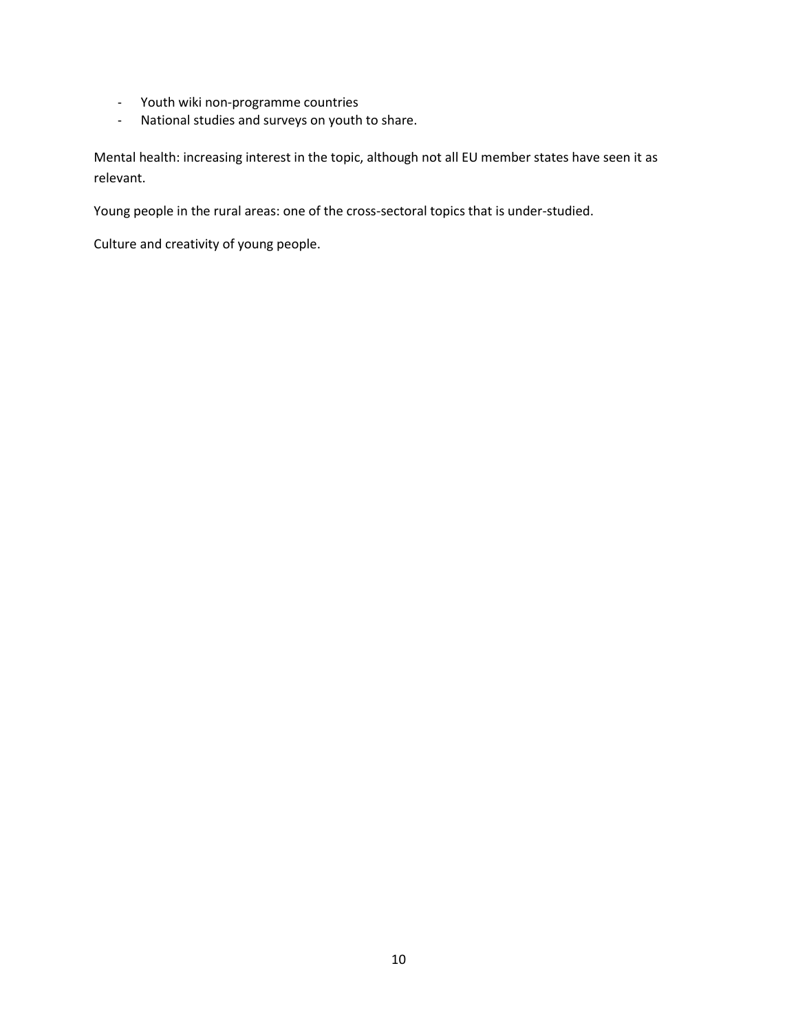- Youth wiki non-programme countries
- National studies and surveys on youth to share.

Mental health: increasing interest in the topic, although not all EU member states have seen it as relevant.

Young people in the rural areas: one of the cross-sectoral topics that is under-studied.

Culture and creativity of young people.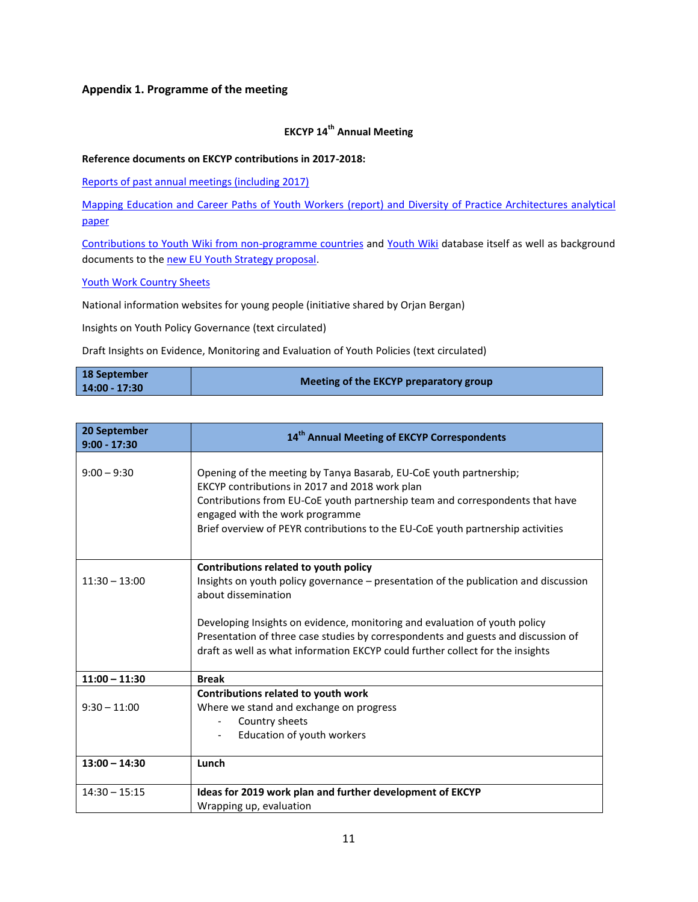### Appendix 1. Programme of the meeting

**EKCYP 14th Annual Meeting**

**Reference documents on EKCYP contributions in 2017-2018:**

Reports of past annual meetings (including 2017)

Mapping Education and Career Paths of Youth Workers (report) and Diversity of Practice Architectures analytical paper

Contributions to Youth Wiki from non-programme countries and Youth Wiki database itself as well as background documents to the new EU Youth Strategy proposal.

Youth Work Country Sheets

National information websites for young people (initiative shared by Orjan Bergan)

Insights on Youth Policy Governance (text circulated)

Draft Insights on Evidence, Monitoring and Evaluation of Youth Policies (text circulated)

| **18 September 14:00 - 17:30** | **Meeting of the EKCYP preparatory group** |
|---|---|

| **20 September 9:00 - 17:30** | **14th Annual Meeting of EKCYP Correspondents** |
|---|---|
| 9:00 – 9:30 | Opening of the meeting by Tanya Basarab, EU-CoE youth partnership;<br>EKCYP contributions in 2017 and 2018 work plan<br>Contributions from EU-CoE youth partnership team and correspondents that have engaged with the work programme<br>Brief overview of PEYR contributions to the EU-CoE youth partnership activities |
| 11:30 – 13:00 | **Contributions related to youth policy**<br>Insights on youth policy governance – presentation of the publication and discussion about dissemination<br><br>Developing Insights on evidence, monitoring and evaluation of youth policy<br>Presentation of three case studies by correspondents and guests and discussion of draft as well as what information EKCYP could further collect for the insights |
| **11:00 – 11:30** | **Break** |
| 9:30 – 11:00 | **Contributions related to youth work**<br>Where we stand and exchange on progress<br>- Country sheets<br>- Education of youth workers |
| **13:00 – 14:30** | **Lunch** |
| 14:30 – 15:15 | **Ideas for 2019 work plan and further development of EKCYP**<br>Wrapping up, evaluation |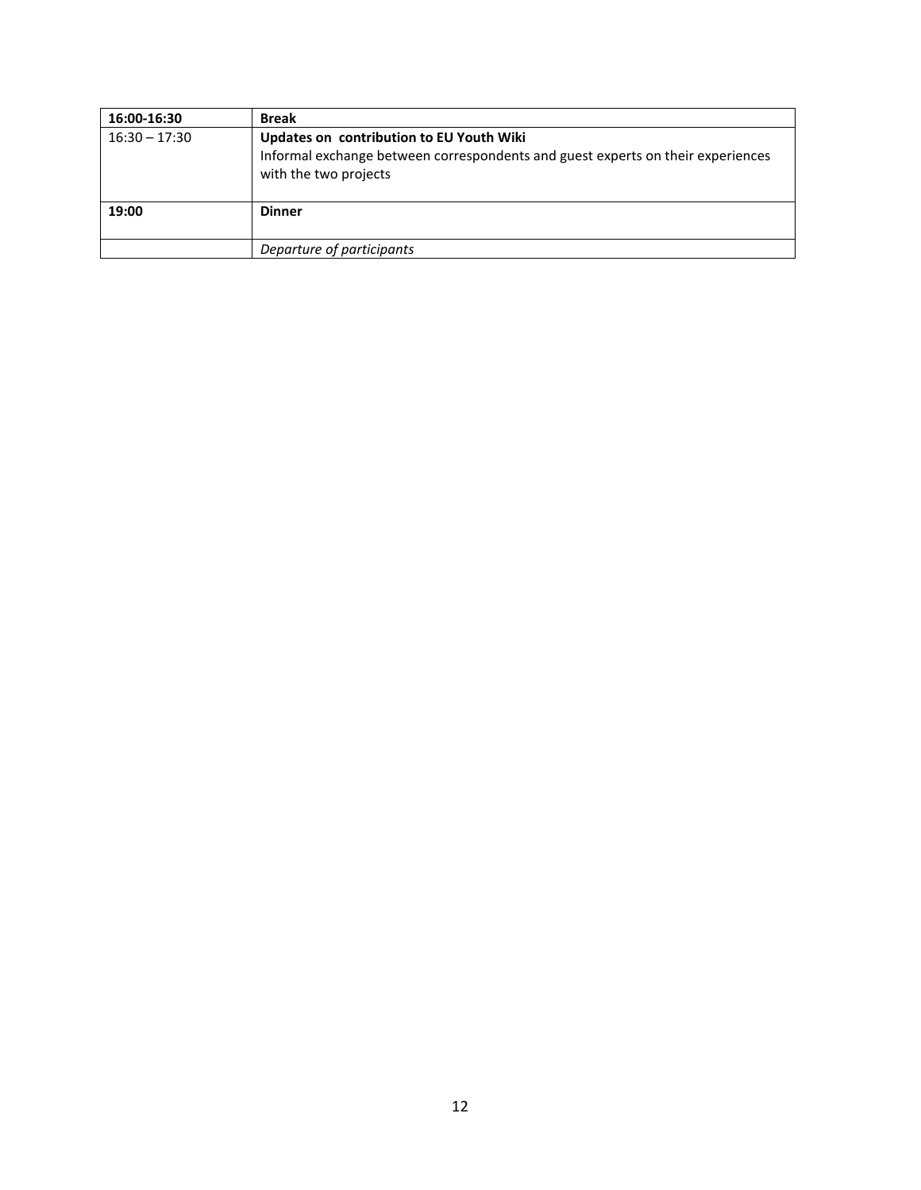| **16:00-16:30** | **Break** |
|---|---|
| 16:30 – 17:30 | **Updates on contribution to EU Youth Wiki**<br>Informal exchange between correspondents and guest experts on their experiences with the two projects |
| **19:00** | **Dinner** |
| | *Departure of participants* |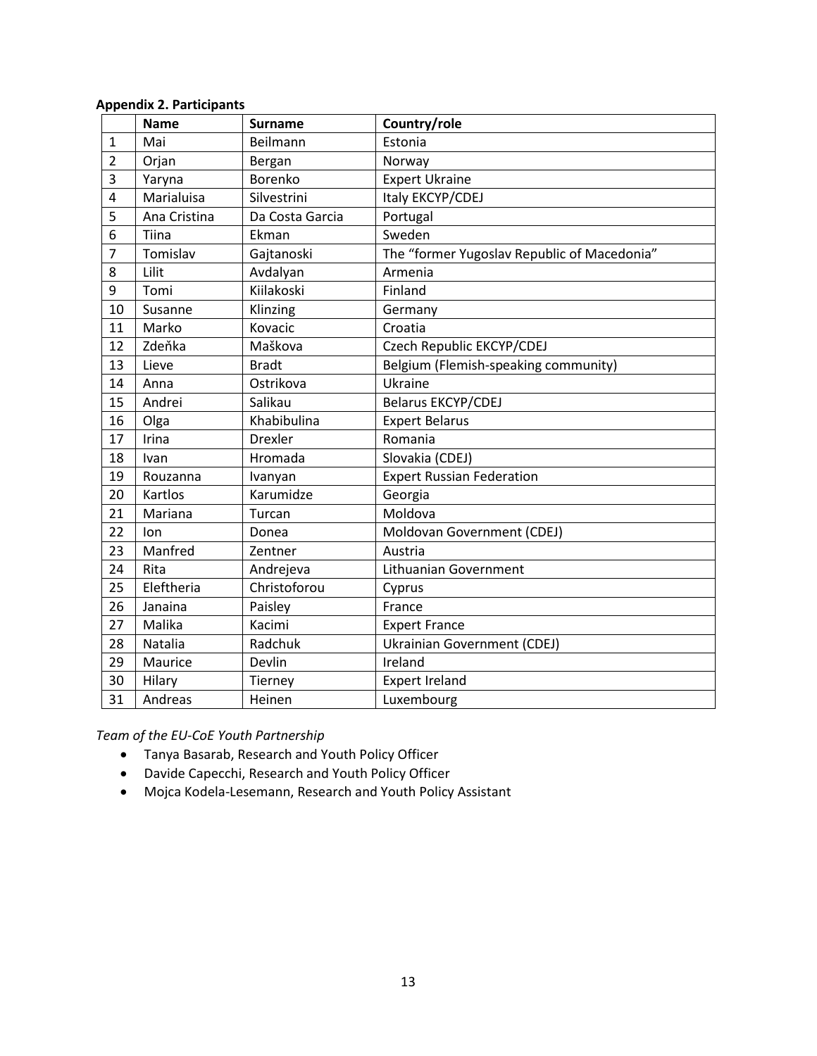**Appendix 2. Participants**

| | Name | Surname | Country/role |
|---|---|---|---|
| 1 | Mai | Beilmann | Estonia |
| 2 | Orjan | Bergan | Norway |
| 3 | Yaryna | Borenko | Expert Ukraine |
| 4 | Marialuisa | Silvestrini | Italy EKCYP/CDEJ |
| 5 | Ana Cristina | Da Costa Garcia | Portugal |
| 6 | Tiina | Ekman | Sweden |
| 7 | Tomislav | Gajtanoski | The “former Yugoslav Republic of Macedonia” |
| 8 | Lilit | Avdalyan | Armenia |
| 9 | Tomi | Kiilakoski | Finland |
| 10 | Susanne | Klinzing | Germany |
| 11 | Marko | Kovacic | Croatia |
| 12 | Zdeňka | Maškova | Czech Republic EKCYP/CDEJ |
| 13 | Lieve | Bradt | Belgium (Flemish-speaking community) |
| 14 | Anna | Ostrikova | Ukraine |
| 15 | Andrei | Salikau | Belarus EKCYP/CDEJ |
| 16 | Olga | Khabibulina | Expert Belarus |
| 17 | Irina | Drexler | Romania |
| 18 | Ivan | Hromada | Slovakia (CDEJ) |
| 19 | Rouzanna | Ivanyan | Expert Russian Federation |
| 20 | Kartlos | Karumidze | Georgia |
| 21 | Mariana | Turcan | Moldova |
| 22 | Ion | Donea | Moldovan Government (CDEJ) |
| 23 | Manfred | Zentner | Austria |
| 24 | Rita | Andrejeva | Lithuanian Government |
| 25 | Eleftheria | Christoforou | Cyprus |
| 26 | Janaina | Paisley | France |
| 27 | Malika | Kacimi | Expert France |
| 28 | Natalia | Radchuk | Ukrainian Government (CDEJ) |
| 29 | Maurice | Devlin | Ireland |
| 30 | Hilary | Tierney | Expert Ireland |
| 31 | Andreas | Heinen | Luxembourg |

*Team of the EU-CoE Youth Partnership*

- Tanya Basarab, Research and Youth Policy Officer
- Davide Capecchi, Research and Youth Policy Officer
- Mojca Kodela-Lesemann, Research and Youth Policy Assistant